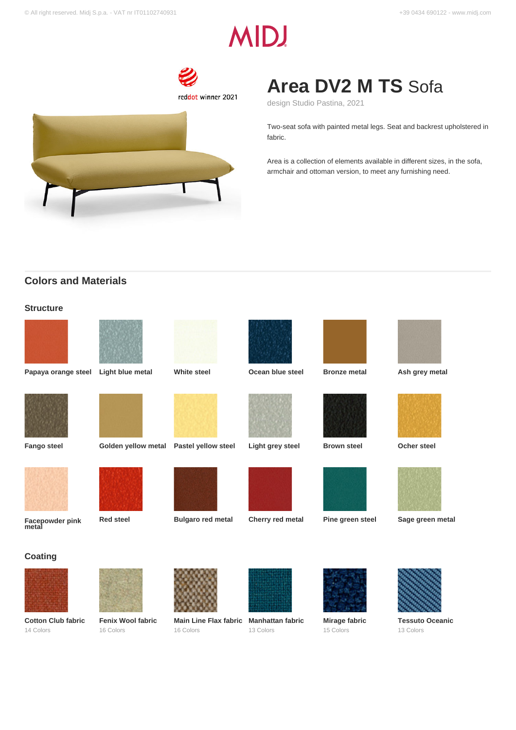reddot winner 2021

# Area DV2 M TS Sofa

design Studio Pastina, 2021

Two-seat sofa with painted metal legs. Seat and backrest upholstered in fabric.

Area is a collection of elements available in different sizes, in the sofa, armchair and ottoman version, to meet any furnishing need.

## Colors and Materials

### Structure

- Papaya orange steel
- Light blue metal
- White steel
- Ocean blue steel
- Bronze metal
- Ash grey metal
- Fango steel
- Golden yellow metal
- Pastel yellow steel
- Light grey steel
- Brown steel
- Ocher steel
- Facepowder pink metal
- Red steel
- Bulgaro red metal
- Cherry red metal
- Pine green steel
- Sage green metal

### Coating

- **Cotton Club fabric** – 14 Colors
- **Fenix Wool fabric** – 16 Colors
- **Main Line Flax fabric** – 16 Colors
- **Manhattan fabric** – 13 Colors
- **Mirage fabric** – 15 Colors
- **Tessuto Oceanic** – 13 Colors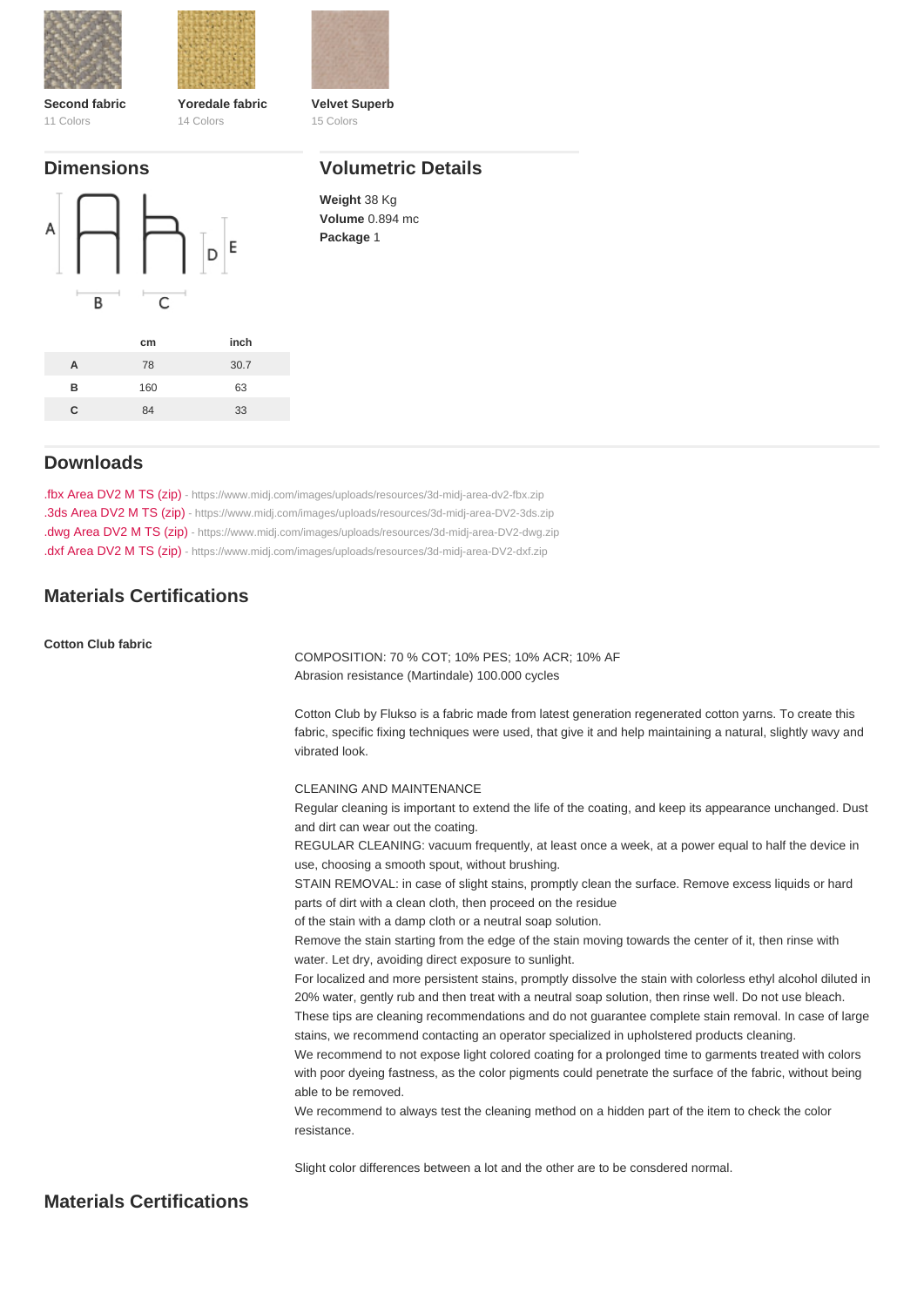**Second fabric**
11 Colors

**Yoredale fabric**
14 Colors

**Velvet Superb**
15 Colors

## Dimensions

A B C D E

| | cm | inch |
|---|---|---|
| **A** | 78 | 30.7 |
| **B** | 160 | 63 |
| **C** | 84 | 33 |

## Volumetric Details

**Weight** 38 Kg
**Volume** 0.894 mc
**Package** 1

## Downloads

.fbx Area DV2 M TS (zip) - https://www.midj.com/images/uploads/resources/3d-midj-area-dv2-fbx.zip
.3ds Area DV2 M TS (zip) - https://www.midj.com/images/uploads/resources/3d-midj-area-DV2-3ds.zip
.dwg Area DV2 M TS (zip) - https://www.midj.com/images/uploads/resources/3d-midj-area-DV2-dwg.zip
.dxf Area DV2 M TS (zip) - https://www.midj.com/images/uploads/resources/3d-midj-area-DV2-dxf.zip

## Materials Certifications

**Cotton Club fabric**

COMPOSITION: 70 % COT; 10% PES; 10% ACR; 10% AF
Abrasion resistance (Martindale) 100.000 cycles

Cotton Club by Flukso is a fabric made from latest generation regenerated cotton yarns. To create this fabric, specific fixing techniques were used, that give it and help maintaining a natural, slightly wavy and vibrated look.

CLEANING AND MAINTENANCE
Regular cleaning is important to extend the life of the coating, and keep its appearance unchanged. Dust and dirt can wear out the coating.
REGULAR CLEANING: vacuum frequently, at least once a week, at a power equal to half the device in use, choosing a smooth spout, without brushing.
STAIN REMOVAL: in case of slight stains, promptly clean the surface. Remove excess liquids or hard parts of dirt with a clean cloth, then proceed on the residue
of the stain with a damp cloth or a neutral soap solution.
Remove the stain starting from the edge of the stain moving towards the center of it, then rinse with water. Let dry, avoiding direct exposure to sunlight.
For localized and more persistent stains, promptly dissolve the stain with colorless ethyl alcohol diluted in 20% water, gently rub and then treat with a neutral soap solution, then rinse well. Do not use bleach.
These tips are cleaning recommendations and do not guarantee complete stain removal. In case of large stains, we recommend contacting an operator specialized in upholstered products cleaning.
We recommend to not expose light colored coating for a prolonged time to garments treated with colors with poor dyeing fastness, as the color pigments could penetrate the surface of the fabric, without being able to be removed.
We recommend to always test the cleaning method on a hidden part of the item to check the color resistance.

Slight color differences between a lot and the other are to be consdered normal.

## Materials Certifications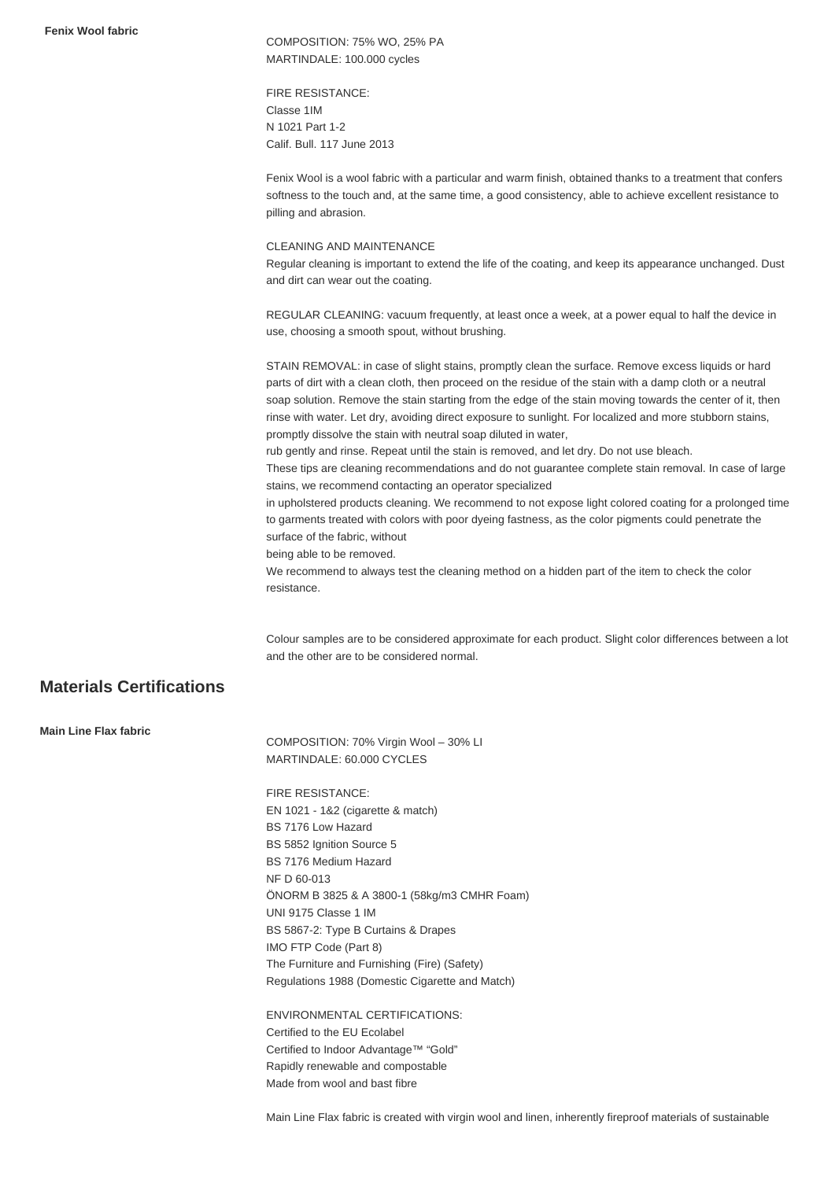**Fenix Wool fabric**

COMPOSITION: 75% WO, 25% PA
MARTINDALE: 100.000 cycles

FIRE RESISTANCE:
Classe 1IM
N 1021 Part 1-2
Calif. Bull. 117 June 2013

Fenix Wool is a wool fabric with a particular and warm finish, obtained thanks to a treatment that confers softness to the touch and, at the same time, a good consistency, able to achieve excellent resistance to pilling and abrasion.

CLEANING AND MAINTENANCE
Regular cleaning is important to extend the life of the coating, and keep its appearance unchanged. Dust and dirt can wear out the coating.

REGULAR CLEANING: vacuum frequently, at least once a week, at a power equal to half the device in use, choosing a smooth spout, without brushing.

STAIN REMOVAL: in case of slight stains, promptly clean the surface. Remove excess liquids or hard parts of dirt with a clean cloth, then proceed on the residue of the stain with a damp cloth or a neutral soap solution. Remove the stain starting from the edge of the stain moving towards the center of it, then rinse with water. Let dry, avoiding direct exposure to sunlight. For localized and more stubborn stains, promptly dissolve the stain with neutral soap diluted in water,
rub gently and rinse. Repeat until the stain is removed, and let dry. Do not use bleach.
These tips are cleaning recommendations and do not guarantee complete stain removal. In case of large stains, we recommend contacting an operator specialized
in upholstered products cleaning. We recommend to not expose light colored coating for a prolonged time to garments treated with colors with poor dyeing fastness, as the color pigments could penetrate the surface of the fabric, without
being able to be removed.
We recommend to always test the cleaning method on a hidden part of the item to check the color resistance.

Colour samples are to be considered approximate for each product. Slight color differences between a lot and the other are to be considered normal.

## Materials Certifications

**Main Line Flax fabric**

COMPOSITION: 70% Virgin Wool – 30% LI
MARTINDALE: 60.000 CYCLES

FIRE RESISTANCE:
EN 1021 - 1&2 (cigarette & match)
BS 7176 Low Hazard
BS 5852 Ignition Source 5
BS 7176 Medium Hazard
NF D 60-013
ÖNORM B 3825 & A 3800-1 (58kg/m3 CMHR Foam)
UNI 9175 Classe 1 IM
BS 5867-2: Type B Curtains & Drapes
IMO FTP Code (Part 8)
The Furniture and Furnishing (Fire) (Safety)
Regulations 1988 (Domestic Cigarette and Match)

ENVIRONMENTAL CERTIFICATIONS:
Certified to the EU Ecolabel
Certified to Indoor Advantage™ "Gold"
Rapidly renewable and compostable
Made from wool and bast fibre

Main Line Flax fabric is created with virgin wool and linen, inherently fireproof materials of sustainable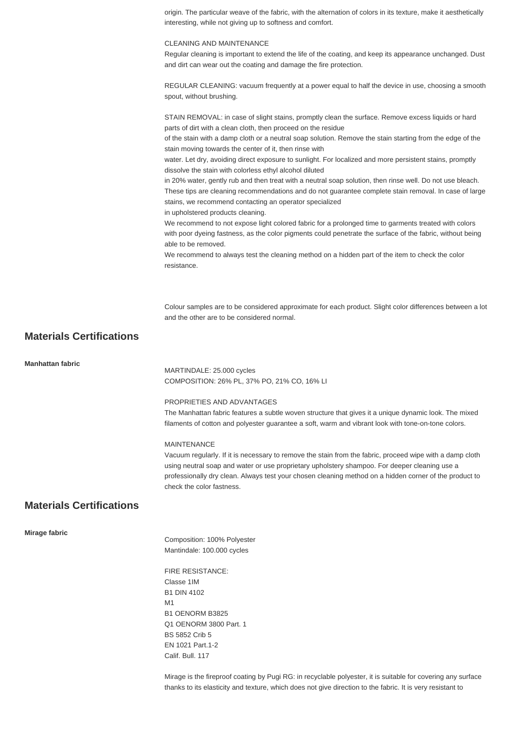origin. The particular weave of the fabric, with the alternation of colors in its texture, make it aesthetically interesting, while not giving up to softness and comfort.

CLEANING AND MAINTENANCE
Regular cleaning is important to extend the life of the coating, and keep its appearance unchanged. Dust and dirt can wear out the coating and damage the fire protection.

REGULAR CLEANING: vacuum frequently at a power equal to half the device in use, choosing a smooth spout, without brushing.

STAIN REMOVAL: in case of slight stains, promptly clean the surface. Remove excess liquids or hard parts of dirt with a clean cloth, then proceed on the residue
of the stain with a damp cloth or a neutral soap solution. Remove the stain starting from the edge of the stain moving towards the center of it, then rinse with
water. Let dry, avoiding direct exposure to sunlight. For localized and more persistent stains, promptly dissolve the stain with colorless ethyl alcohol diluted
in 20% water, gently rub and then treat with a neutral soap solution, then rinse well. Do not use bleach. These tips are cleaning recommendations and do not guarantee complete stain removal. In case of large stains, we recommend contacting an operator specialized
in upholstered products cleaning.
We recommend to not expose light colored fabric for a prolonged time to garments treated with colors with poor dyeing fastness, as the color pigments could penetrate the surface of the fabric, without being able to be removed.
We recommend to always test the cleaning method on a hidden part of the item to check the color resistance.

Colour samples are to be considered approximate for each product. Slight color differences between a lot and the other are to be considered normal.

## Materials Certifications

**Manhattan fabric**

MARTINDALE: 25.000 cycles
COMPOSITION: 26% PL, 37% PO, 21% CO, 16% LI

PROPRIETIES AND ADVANTAGES
The Manhattan fabric features a subtle woven structure that gives it a unique dynamic look. The mixed filaments of cotton and polyester guarantee a soft, warm and vibrant look with tone-on-tone colors.

MAINTENANCE
Vacuum regularly. If it is necessary to remove the stain from the fabric, proceed wipe with a damp cloth using neutral soap and water or use proprietary upholstery shampoo. For deeper cleaning use a professionally dry clean. Always test your chosen cleaning method on a hidden corner of the product to check the color fastness.

## Materials Certifications

**Mirage fabric**

Composition: 100% Polyester
Mantindale: 100.000 cycles

FIRE RESISTANCE:
Classe 1IM
B1 DIN 4102
M1
B1 OENORM B3825
Q1 OENORM 3800 Part. 1
BS 5852 Crib 5
EN 1021 Part.1-2
Calif. Bull. 117

Mirage is the fireproof coating by Pugi RG: in recyclable polyester, it is suitable for covering any surface thanks to its elasticity and texture, which does not give direction to the fabric. It is very resistant to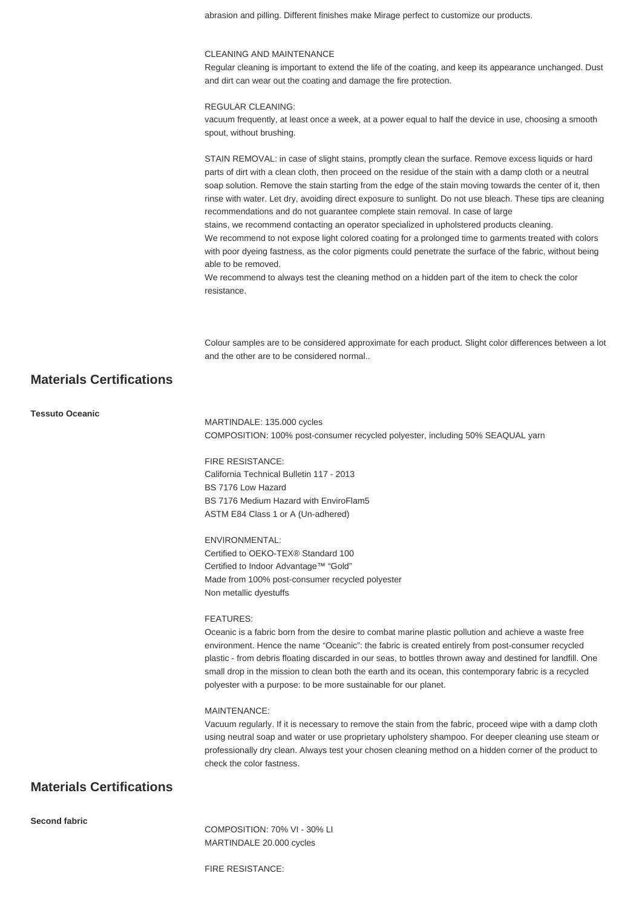abrasion and pilling. Different finishes make Mirage perfect to customize our products.

CLEANING AND MAINTENANCE
Regular cleaning is important to extend the life of the coating, and keep its appearance unchanged. Dust and dirt can wear out the coating and damage the fire protection.

REGULAR CLEANING:
vacuum frequently, at least once a week, at a power equal to half the device in use, choosing a smooth spout, without brushing.

STAIN REMOVAL: in case of slight stains, promptly clean the surface. Remove excess liquids or hard parts of dirt with a clean cloth, then proceed on the residue of the stain with a damp cloth or a neutral soap solution. Remove the stain starting from the edge of the stain moving towards the center of it, then rinse with water. Let dry, avoiding direct exposure to sunlight. Do not use bleach. These tips are cleaning recommendations and do not guarantee complete stain removal. In case of large
stains, we recommend contacting an operator specialized in upholstered products cleaning.
We recommend to not expose light colored coating for a prolonged time to garments treated with colors with poor dyeing fastness, as the color pigments could penetrate the surface of the fabric, without being able to be removed.
We recommend to always test the cleaning method on a hidden part of the item to check the color resistance.

Colour samples are to be considered approximate for each product. Slight color differences between a lot and the other are to be considered normal..

## Materials Certifications

**Tessuto Oceanic**

MARTINDALE: 135.000 cycles
COMPOSITION: 100% post-consumer recycled polyester, including 50% SEAQUAL yarn

FIRE RESISTANCE:
California Technical Bulletin 117 - 2013
BS 7176 Low Hazard
BS 7176 Medium Hazard with EnviroFlam5
ASTM E84 Class 1 or A (Un-adhered)

ENVIRONMENTAL:
Certified to OEKO-TEX® Standard 100
Certified to Indoor Advantage™ "Gold"
Made from 100% post-consumer recycled polyester
Non metallic dyestuffs

FEATURES:
Oceanic is a fabric born from the desire to combat marine plastic pollution and achieve a waste free environment. Hence the name "Oceanic": the fabric is created entirely from post-consumer recycled plastic - from debris floating discarded in our seas, to bottles thrown away and destined for landfill. One small drop in the mission to clean both the earth and its ocean, this contemporary fabric is a recycled polyester with a purpose: to be more sustainable for our planet.

MAINTENANCE:
Vacuum regularly. If it is necessary to remove the stain from the fabric, proceed wipe with a damp cloth using neutral soap and water or use proprietary upholstery shampoo. For deeper cleaning use steam or professionally dry clean. Always test your chosen cleaning method on a hidden corner of the product to check the color fastness.

## Materials Certifications

**Second fabric**

COMPOSITION: 70% VI - 30% LI
MARTINDALE 20.000 cycles

FIRE RESISTANCE: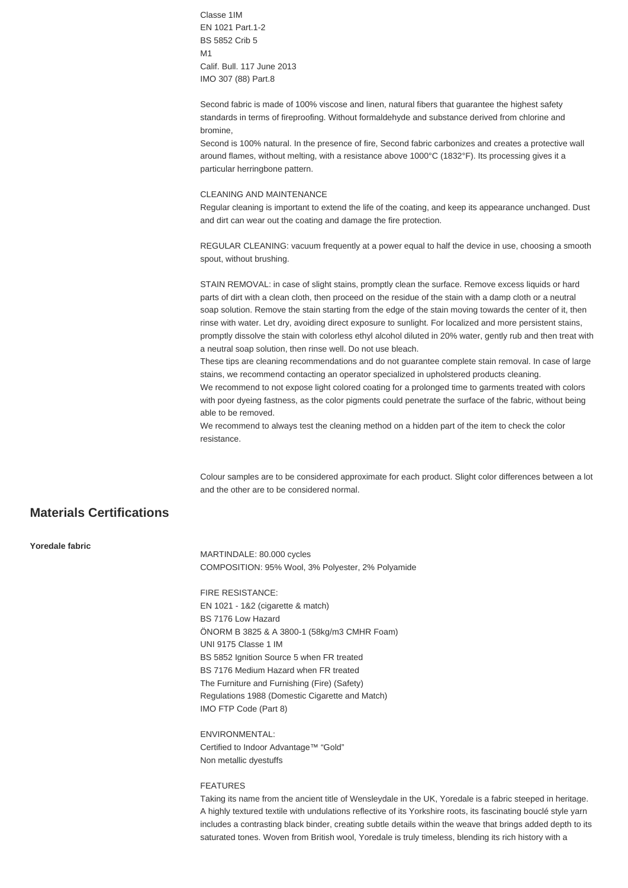Classe 1IM
EN 1021 Part.1-2
BS 5852 Crib 5
M1
Calif. Bull. 117 June 2013
IMO 307 (88) Part.8

Second fabric is made of 100% viscose and linen, natural fibers that guarantee the highest safety standards in terms of fireproofing. Without formaldehyde and substance derived from chlorine and bromine,
Second is 100% natural. In the presence of fire, Second fabric carbonizes and creates a protective wall around flames, without melting, with a resistance above 1000°C (1832°F). Its processing gives it a particular herringbone pattern.

CLEANING AND MAINTENANCE
Regular cleaning is important to extend the life of the coating, and keep its appearance unchanged. Dust and dirt can wear out the coating and damage the fire protection.

REGULAR CLEANING: vacuum frequently at a power equal to half the device in use, choosing a smooth spout, without brushing.

STAIN REMOVAL: in case of slight stains, promptly clean the surface. Remove excess liquids or hard parts of dirt with a clean cloth, then proceed on the residue of the stain with a damp cloth or a neutral soap solution. Remove the stain starting from the edge of the stain moving towards the center of it, then rinse with water. Let dry, avoiding direct exposure to sunlight. For localized and more persistent stains, promptly dissolve the stain with colorless ethyl alcohol diluted in 20% water, gently rub and then treat with a neutral soap solution, then rinse well. Do not use bleach.
These tips are cleaning recommendations and do not guarantee complete stain removal. In case of large stains, we recommend contacting an operator specialized in upholstered products cleaning.
We recommend to not expose light colored coating for a prolonged time to garments treated with colors with poor dyeing fastness, as the color pigments could penetrate the surface of the fabric, without being able to be removed.
We recommend to always test the cleaning method on a hidden part of the item to check the color resistance.

Colour samples are to be considered approximate for each product. Slight color differences between a lot and the other are to be considered normal.

## Materials Certifications

**Yoredale fabric**

MARTINDALE: 80.000 cycles
COMPOSITION: 95% Wool, 3% Polyester, 2% Polyamide

FIRE RESISTANCE:
EN 1021 - 1&2 (cigarette & match)
BS 7176 Low Hazard
ÖNORM B 3825 & A 3800-1 (58kg/m3 CMHR Foam)
UNI 9175 Classe 1 IM
BS 5852 Ignition Source 5 when FR treated
BS 7176 Medium Hazard when FR treated
The Furniture and Furnishing (Fire) (Safety)
Regulations 1988 (Domestic Cigarette and Match)
IMO FTP Code (Part 8)

ENVIRONMENTAL:
Certified to Indoor Advantage™ "Gold"
Non metallic dyestuffs

FEATURES
Taking its name from the ancient title of Wensleydale in the UK, Yoredale is a fabric steeped in heritage. A highly textured textile with undulations reflective of its Yorkshire roots, its fascinating bouclé style yarn includes a contrasting black binder, creating subtle details within the weave that brings added depth to its saturated tones. Woven from British wool, Yoredale is truly timeless, blending its rich history with a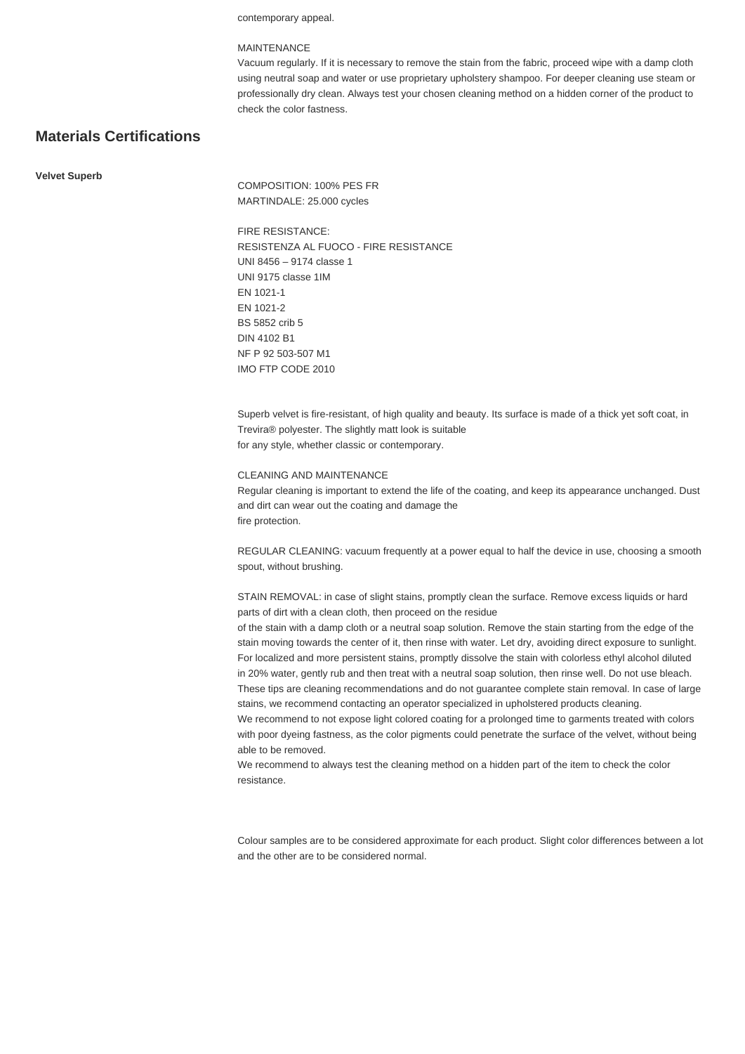contemporary appeal.

MAINTENANCE
Vacuum regularly. If it is necessary to remove the stain from the fabric, proceed wipe with a damp cloth using neutral soap and water or use proprietary upholstery shampoo. For deeper cleaning use steam or professionally dry clean. Always test your chosen cleaning method on a hidden corner of the product to check the color fastness.

## Materials Certifications

**Velvet Superb**

COMPOSITION: 100% PES FR
MARTINDALE: 25.000 cycles

FIRE RESISTANCE:
RESISTENZA AL FUOCO - FIRE RESISTANCE
UNI 8456 – 9174 classe 1
UNI 9175 classe 1IM
EN 1021-1
EN 1021-2
BS 5852 crib 5
DIN 4102 B1
NF P 92 503-507 M1
IMO FTP CODE 2010

Superb velvet is fire-resistant, of high quality and beauty. Its surface is made of a thick yet soft coat, in Trevira® polyester. The slightly matt look is suitable for any style, whether classic or contemporary.

CLEANING AND MAINTENANCE
Regular cleaning is important to extend the life of the coating, and keep its appearance unchanged. Dust and dirt can wear out the coating and damage the fire protection.

REGULAR CLEANING: vacuum frequently at a power equal to half the device in use, choosing a smooth spout, without brushing.

STAIN REMOVAL: in case of slight stains, promptly clean the surface. Remove excess liquids or hard parts of dirt with a clean cloth, then proceed on the residue of the stain with a damp cloth or a neutral soap solution. Remove the stain starting from the edge of the stain moving towards the center of it, then rinse with water. Let dry, avoiding direct exposure to sunlight. For localized and more persistent stains, promptly dissolve the stain with colorless ethyl alcohol diluted in 20% water, gently rub and then treat with a neutral soap solution, then rinse well. Do not use bleach. These tips are cleaning recommendations and do not guarantee complete stain removal. In case of large stains, we recommend contacting an operator specialized in upholstered products cleaning.
We recommend to not expose light colored coating for a prolonged time to garments treated with colors with poor dyeing fastness, as the color pigments could penetrate the surface of the velvet, without being able to be removed.
We recommend to always test the cleaning method on a hidden part of the item to check the color resistance.

Colour samples are to be considered approximate for each product. Slight color differences between a lot and the other are to be considered normal.